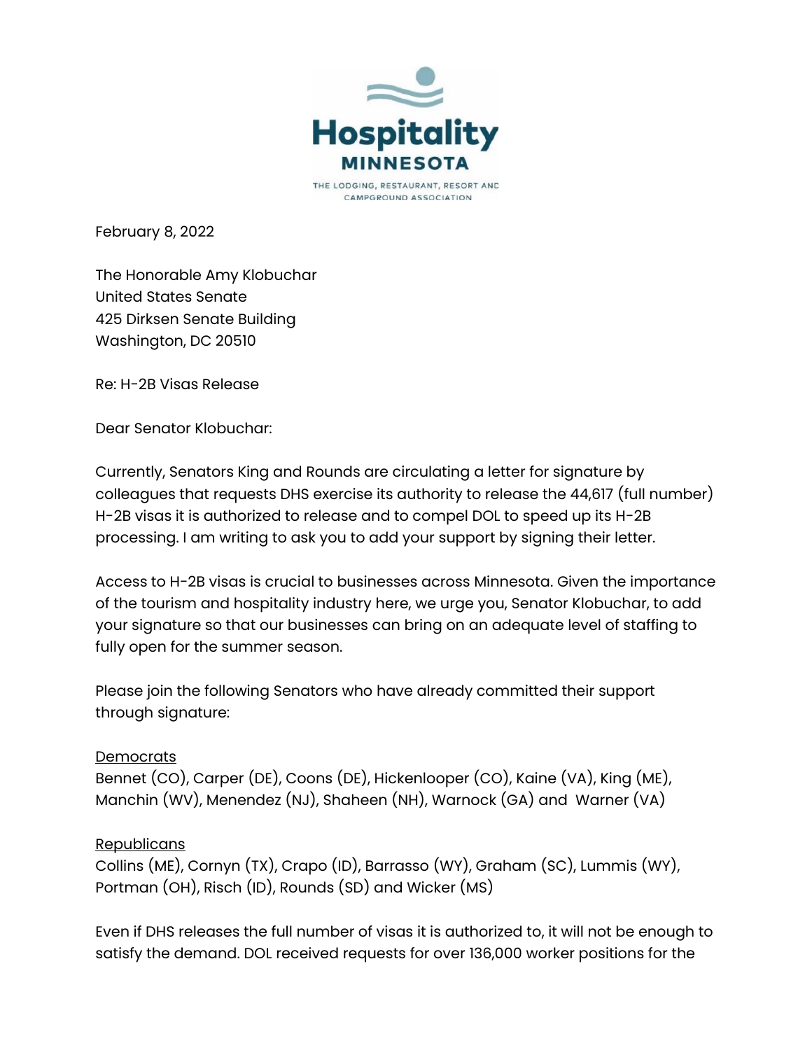**Hospitality MINNESOTA**

THE LODGING, RESTAURANT, RESORT AND CAMPGROUND ASSOCIATION

February 8, 2022

The Honorable Amy Klobuchar
United States Senate
425 Dirksen Senate Building
Washington, DC 20510

Re: H-2B Visas Release

Dear Senator Klobuchar:

Currently, Senators King and Rounds are circulating a letter for signature by colleagues that requests DHS exercise its authority to release the 44,617 (full number) H-2B visas it is authorized to release and to compel DOL to speed up its H-2B processing. I am writing to ask you to add your support by signing their letter.

Access to H-2B visas is crucial to businesses across Minnesota. Given the importance of the tourism and hospitality industry here, we urge you, Senator Klobuchar, to add your signature so that our businesses can bring on an adequate level of staffing to fully open for the summer season.

Please join the following Senators who have already committed their support through signature:

<u>Democrats</u>
Bennet (CO), Carper (DE), Coons (DE), Hickenlooper (CO), Kaine (VA), King (ME), Manchin (WV), Menendez (NJ), Shaheen (NH), Warnock (GA) and Warner (VA)

<u>Republicans</u>
Collins (ME), Cornyn (TX), Crapo (ID), Barrasso (WY), Graham (SC), Lummis (WY), Portman (OH), Risch (ID), Rounds (SD) and Wicker (MS)

Even if DHS releases the full number of visas it is authorized to, it will not be enough to satisfy the demand. DOL received requests for over 136,000 worker positions for the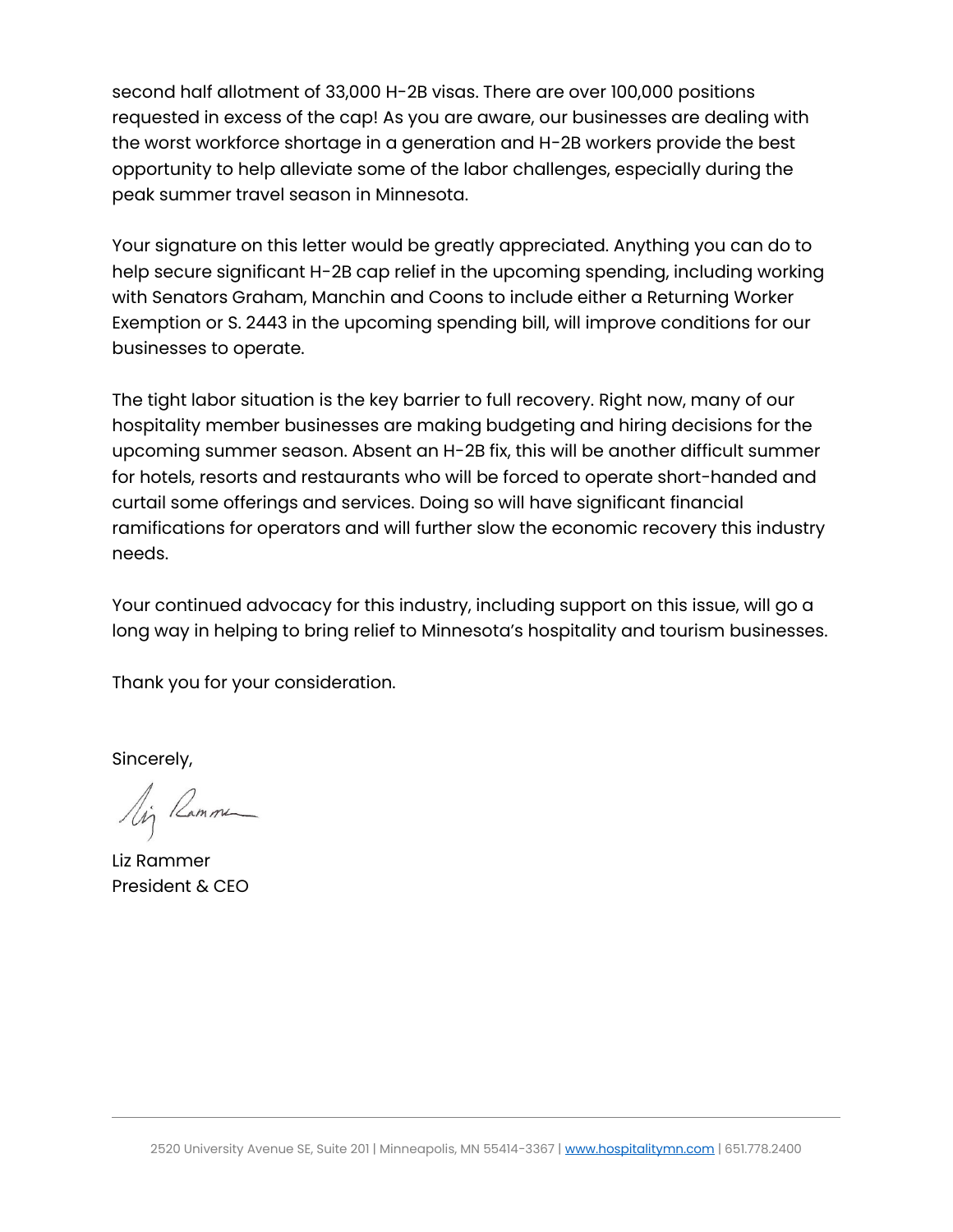second half allotment of 33,000 H-2B visas. There are over 100,000 positions requested in excess of the cap! As you are aware, our businesses are dealing with the worst workforce shortage in a generation and H-2B workers provide the best opportunity to help alleviate some of the labor challenges, especially during the peak summer travel season in Minnesota.

Your signature on this letter would be greatly appreciated. Anything you can do to help secure significant H-2B cap relief in the upcoming spending, including working with Senators Graham, Manchin and Coons to include either a Returning Worker Exemption or S. 2443 in the upcoming spending bill, will improve conditions for our businesses to operate.

The tight labor situation is the key barrier to full recovery. Right now, many of our hospitality member businesses are making budgeting and hiring decisions for the upcoming summer season. Absent an H-2B fix, this will be another difficult summer for hotels, resorts and restaurants who will be forced to operate short-handed and curtail some offerings and services. Doing so will have significant financial ramifications for operators and will further slow the economic recovery this industry needs.

Your continued advocacy for this industry, including support on this issue, will go a long way in helping to bring relief to Minnesota's hospitality and tourism businesses.

Thank you for your consideration.

Sincerely,

Liz Rammer
President & CEO

2520 University Avenue SE, Suite 201 | Minneapolis, MN 55414-3367 | www.hospitalitymn.com | 651.778.2400